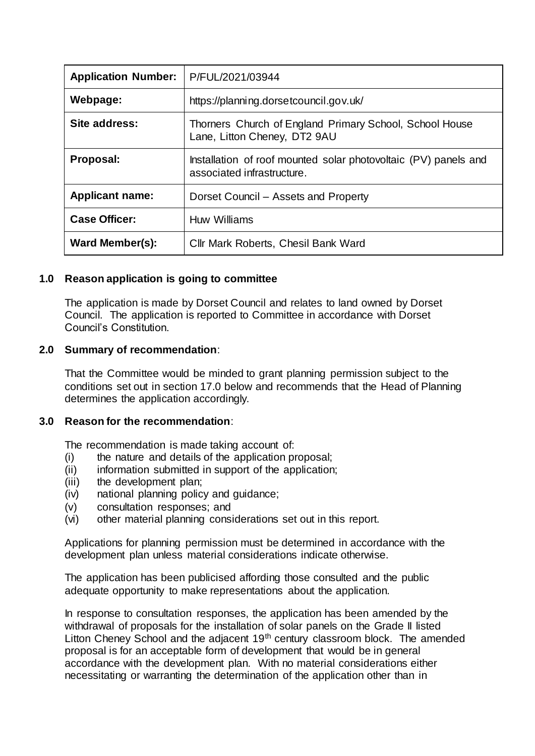| Application Number: | P/FUL/2021/03944 |
| --- | --- |
| Webpage: | https://planning.dorsetcouncil.gov.uk/ |
| Site address: | Thorners Church of England Primary School, School House Lane, Litton Cheney, DT2 9AU |
| Proposal: | Installation of roof mounted solar photovoltaic (PV) panels and associated infrastructure. |
| Applicant name: | Dorset Council – Assets and Property |
| Case Officer: | Huw Williams |
| Ward Member(s): | Cllr Mark Roberts, Chesil Bank Ward |

## 1.0 Reason application is going to committee

The application is made by Dorset Council and relates to land owned by Dorset Council. The application is reported to Committee in accordance with Dorset Council's Constitution.

## 2.0 Summary of recommendation:

That the Committee would be minded to grant planning permission subject to the conditions set out in section 17.0 below and recommends that the Head of Planning determines the application accordingly.

## 3.0 Reason for the recommendation:

The recommendation is made taking account of:

(i) the nature and details of the application proposal;
(ii) information submitted in support of the application;
(iii) the development plan;
(iv) national planning policy and guidance;
(v) consultation responses; and
(vi) other material planning considerations set out in this report.

Applications for planning permission must be determined in accordance with the development plan unless material considerations indicate otherwise.

The application has been publicised affording those consulted and the public adequate opportunity to make representations about the application.

In response to consultation responses, the application has been amended by the withdrawal of proposals for the installation of solar panels on the Grade II listed Litton Cheney School and the adjacent 19th century classroom block. The amended proposal is for an acceptable form of development that would be in general accordance with the development plan. With no material considerations either necessitating or warranting the determination of the application other than in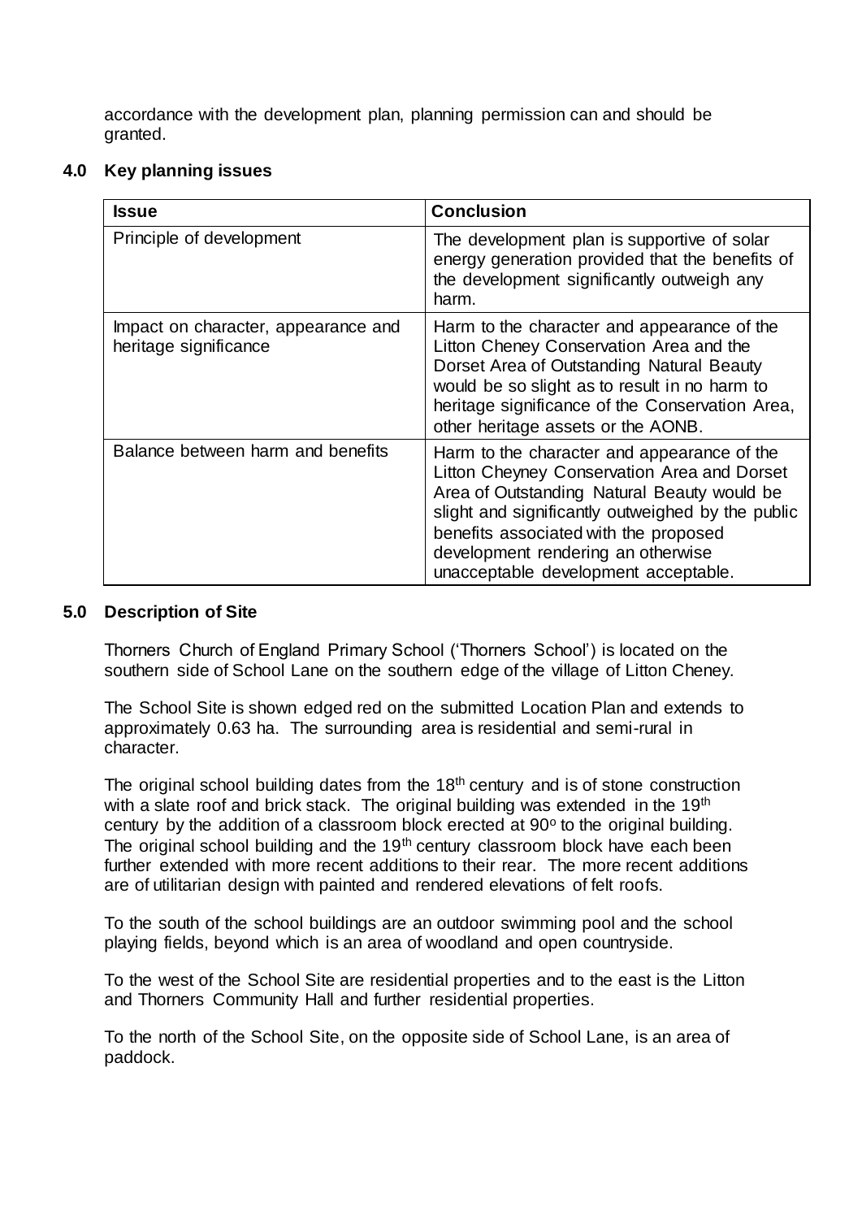accordance with the development plan, planning permission can and should be granted.

## 4.0 Key planning issues

| Issue | Conclusion |
| --- | --- |
| Principle of development | The development plan is supportive of solar energy generation provided that the benefits of the development significantly outweigh any harm. |
| Impact on character, appearance and heritage significance | Harm to the character and appearance of the Litton Cheney Conservation Area and the Dorset Area of Outstanding Natural Beauty would be so slight as to result in no harm to heritage significance of the Conservation Area, other heritage assets or the AONB. |
| Balance between harm and benefits | Harm to the character and appearance of the Litton Cheyney Conservation Area and Dorset Area of Outstanding Natural Beauty would be slight and significantly outweighed by the public benefits associated with the proposed development rendering an otherwise unacceptable development acceptable. |

## 5.0 Description of Site

Thorners Church of England Primary School ('Thorners School') is located on the southern side of School Lane on the southern edge of the village of Litton Cheney.

The School Site is shown edged red on the submitted Location Plan and extends to approximately 0.63 ha. The surrounding area is residential and semi-rural in character.

The original school building dates from the 18th century and is of stone construction with a slate roof and brick stack. The original building was extended in the 19th century by the addition of a classroom block erected at $90^o$ to the original building. The original school building and the 19th century classroom block have each been further extended with more recent additions to their rear. The more recent additions are of utilitarian design with painted and rendered elevations of felt roofs.

To the south of the school buildings are an outdoor swimming pool and the school playing fields, beyond which is an area of woodland and open countryside.

To the west of the School Site are residential properties and to the east is the Litton and Thorners Community Hall and further residential properties.

To the north of the School Site, on the opposite side of School Lane, is an area of paddock.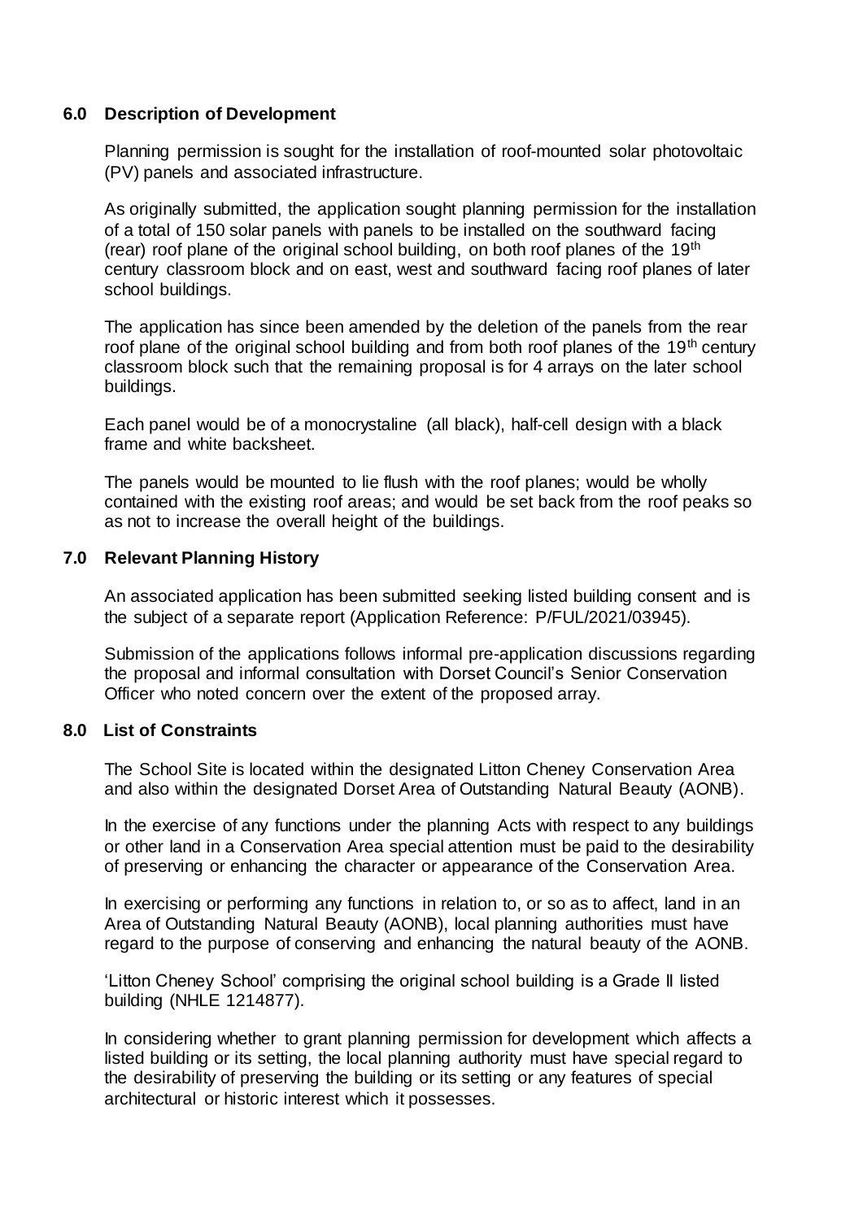## 6.0 Description of Development

Planning permission is sought for the installation of roof-mounted solar photovoltaic (PV) panels and associated infrastructure.

As originally submitted, the application sought planning permission for the installation of a total of 150 solar panels with panels to be installed on the southward facing (rear) roof plane of the original school building, on both roof planes of the 19th century classroom block and on east, west and southward facing roof planes of later school buildings.

The application has since been amended by the deletion of the panels from the rear roof plane of the original school building and from both roof planes of the 19th century classroom block such that the remaining proposal is for 4 arrays on the later school buildings.

Each panel would be of a monocrystaline (all black), half-cell design with a black frame and white backsheet.

The panels would be mounted to lie flush with the roof planes; would be wholly contained with the existing roof areas; and would be set back from the roof peaks so as not to increase the overall height of the buildings.

## 7.0 Relevant Planning History

An associated application has been submitted seeking listed building consent and is the subject of a separate report (Application Reference: P/FUL/2021/03945).

Submission of the applications follows informal pre-application discussions regarding the proposal and informal consultation with Dorset Council's Senior Conservation Officer who noted concern over the extent of the proposed array.

## 8.0 List of Constraints

The School Site is located within the designated Litton Cheney Conservation Area and also within the designated Dorset Area of Outstanding Natural Beauty (AONB).

In the exercise of any functions under the planning Acts with respect to any buildings or other land in a Conservation Area special attention must be paid to the desirability of preserving or enhancing the character or appearance of the Conservation Area.

In exercising or performing any functions in relation to, or so as to affect, land in an Area of Outstanding Natural Beauty (AONB), local planning authorities must have regard to the purpose of conserving and enhancing the natural beauty of the AONB.

'Litton Cheney School' comprising the original school building is a Grade II listed building (NHLE 1214877).

In considering whether to grant planning permission for development which affects a listed building or its setting, the local planning authority must have special regard to the desirability of preserving the building or its setting or any features of special architectural or historic interest which it possesses.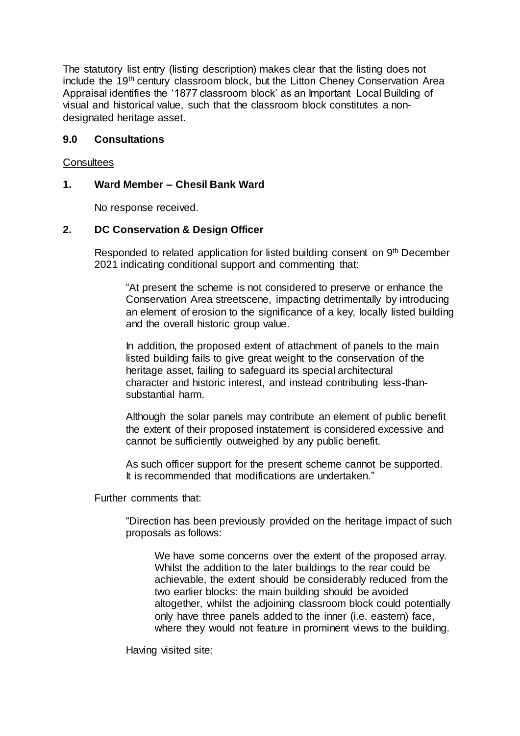The statutory list entry (listing description) makes clear that the listing does not include the 19th century classroom block, but the Litton Cheney Conservation Area Appraisal identifies the '1877 classroom block' as an Important Local Building of visual and historical value, such that the classroom block constitutes a non-designated heritage asset.

## 9.0 Consultations

Consultees

### 1. Ward Member – Chesil Bank Ward

No response received.

### 2. DC Conservation & Design Officer

Responded to related application for listed building consent on 9th December 2021 indicating conditional support and commenting that:

> "At present the scheme is not considered to preserve or enhance the Conservation Area streetscene, impacting detrimentally by introducing an element of erosion to the significance of a key, locally listed building and the overall historic group value.
>
> In addition, the proposed extent of attachment of panels to the main listed building fails to give great weight to the conservation of the heritage asset, failing to safeguard its special architectural character and historic interest, and instead contributing less-than-substantial harm.
>
> Although the solar panels may contribute an element of public benefit the extent of their proposed instatement is considered excessive and cannot be sufficiently outweighed by any public benefit.
>
> As such officer support for the present scheme cannot be supported. It is recommended that modifications are undertaken."

Further comments that:

> "Direction has been previously provided on the heritage impact of such proposals as follows:
>
> > We have some concerns over the extent of the proposed array. Whilst the addition to the later buildings to the rear could be achievable, the extent should be considerably reduced from the two earlier blocks: the main building should be avoided altogether, whilst the adjoining classroom block could potentially only have three panels added to the inner (i.e. eastern) face, where they would not feature in prominent views to the building.

Having visited site: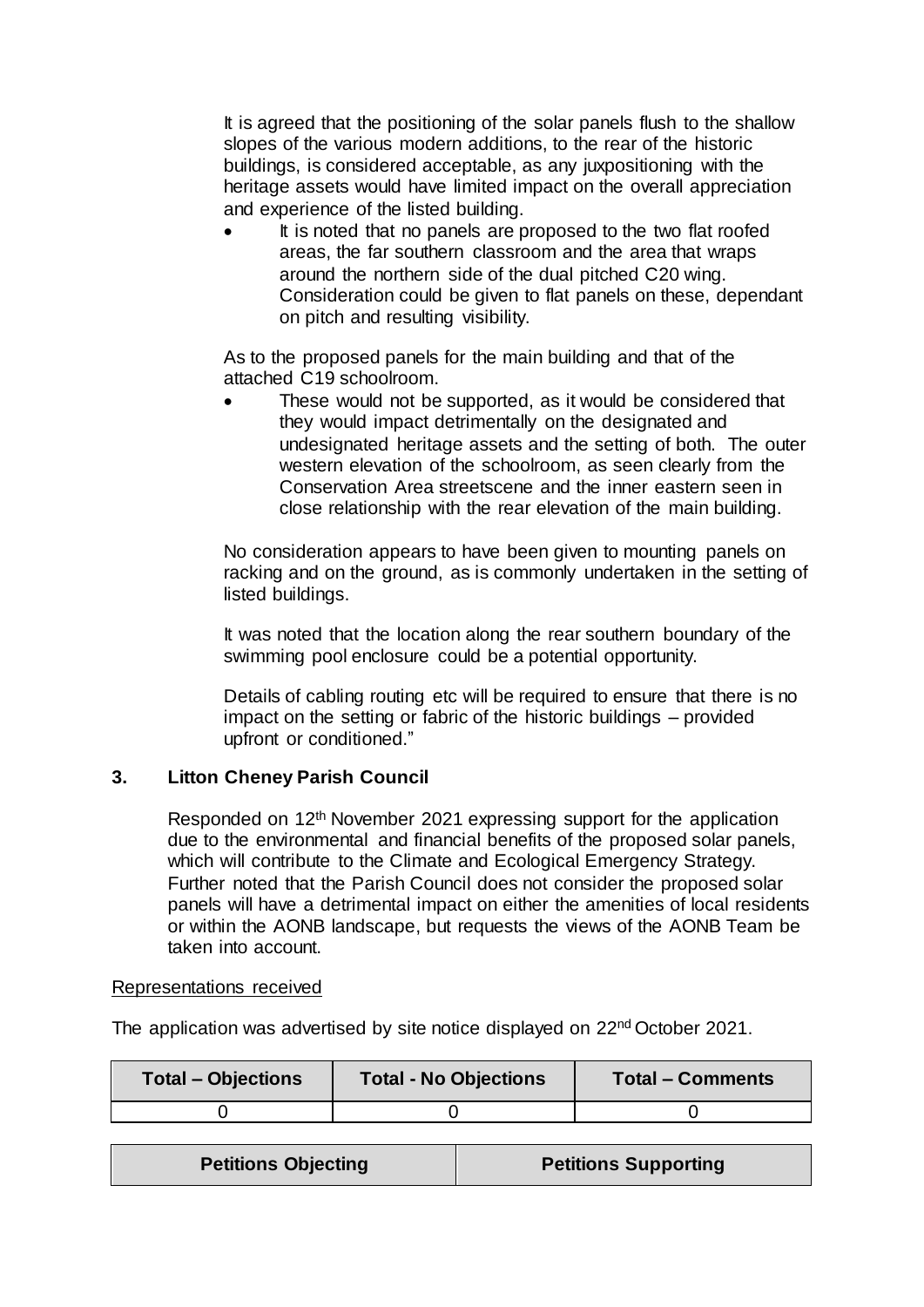It is agreed that the positioning of the solar panels flush to the shallow slopes of the various modern additions, to the rear of the historic buildings, is considered acceptable, as any juxpositioning with the heritage assets would have limited impact on the overall appreciation and experience of the listed building.

- It is noted that no panels are proposed to the two flat roofed areas, the far southern classroom and the area that wraps around the northern side of the dual pitched C20 wing. Consideration could be given to flat panels on these, dependant on pitch and resulting visibility.

As to the proposed panels for the main building and that of the attached C19 schoolroom.

- These would not be supported, as it would be considered that they would impact detrimentally on the designated and undesignated heritage assets and the setting of both. The outer western elevation of the schoolroom, as seen clearly from the Conservation Area streetscene and the inner eastern seen in close relationship with the rear elevation of the main building.

No consideration appears to have been given to mounting panels on racking and on the ground, as is commonly undertaken in the setting of listed buildings.

It was noted that the location along the rear southern boundary of the swimming pool enclosure could be a potential opportunity.

Details of cabling routing etc will be required to ensure that there is no impact on the setting or fabric of the historic buildings – provided upfront or conditioned."

### 3. Litton Cheney Parish Council

Responded on 12th November 2021 expressing support for the application due to the environmental and financial benefits of the proposed solar panels, which will contribute to the Climate and Ecological Emergency Strategy. Further noted that the Parish Council does not consider the proposed solar panels will have a detrimental impact on either the amenities of local residents or within the AONB landscape, but requests the views of the AONB Team be taken into account.

<u>Representations received</u>

The application was advertised by site notice displayed on 22nd October 2021.

| Total – Objections | Total - No Objections | Total – Comments |
|---|---|---|
| 0 | 0 | 0 |

| Petitions Objecting | Petitions Supporting |
|---|---|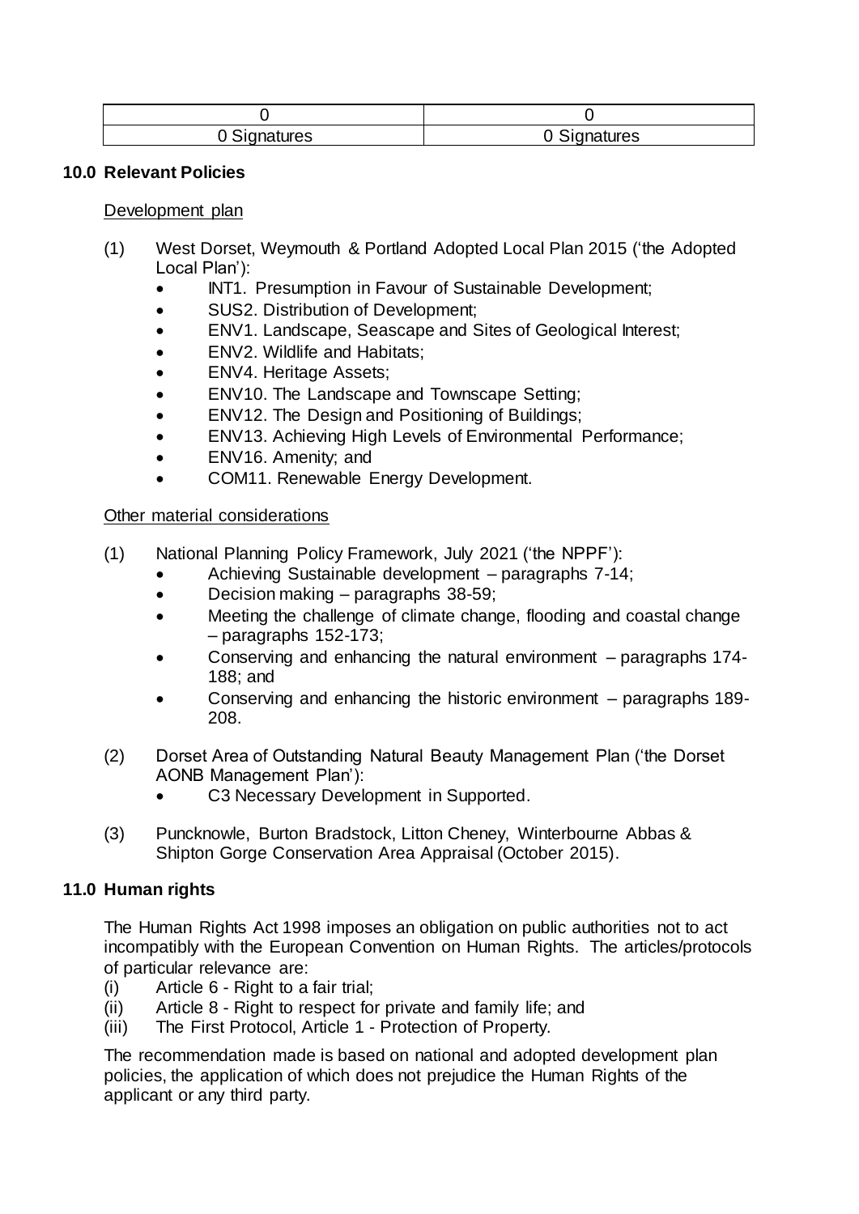| 0 | 0 |
| --- | --- |
| 0 Signatures | 0 Signatures |

## 10.0 Relevant Policies

Development plan

(1) West Dorset, Weymouth & Portland Adopted Local Plan 2015 ('the Adopted Local Plan'):

- INT1. Presumption in Favour of Sustainable Development;
- SUS2. Distribution of Development;
- ENV1. Landscape, Seascape and Sites of Geological Interest;
- ENV2. Wildlife and Habitats;
- ENV4. Heritage Assets;
- ENV10. The Landscape and Townscape Setting;
- ENV12. The Design and Positioning of Buildings;
- ENV13. Achieving High Levels of Environmental Performance;
- ENV16. Amenity; and
- COM11. Renewable Energy Development.

Other material considerations

(1) National Planning Policy Framework, July 2021 ('the NPPF'):

- Achieving Sustainable development – paragraphs 7-14;
- Decision making – paragraphs 38-59;
- Meeting the challenge of climate change, flooding and coastal change – paragraphs 152-173;
- Conserving and enhancing the natural environment – paragraphs 174-188; and
- Conserving and enhancing the historic environment – paragraphs 189-208.

(2) Dorset Area of Outstanding Natural Beauty Management Plan ('the Dorset AONB Management Plan'):

- C3 Necessary Development in Supported.

(3) Puncknowle, Burton Bradstock, Litton Cheney, Winterbourne Abbas & Shipton Gorge Conservation Area Appraisal (October 2015).

## 11.0 Human rights

The Human Rights Act 1998 imposes an obligation on public authorities not to act incompatibly with the European Convention on Human Rights. The articles/protocols of particular relevance are:

(i) Article 6 - Right to a fair trial;
(ii) Article 8 - Right to respect for private and family life; and
(iii) The First Protocol, Article 1 - Protection of Property.

The recommendation made is based on national and adopted development plan policies, the application of which does not prejudice the Human Rights of the applicant or any third party.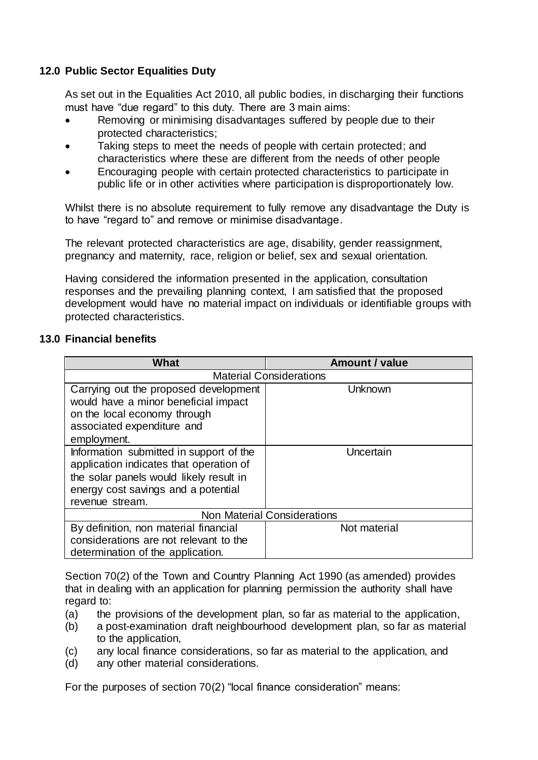## 12.0 Public Sector Equalities Duty

As set out in the Equalities Act 2010, all public bodies, in discharging their functions must have "due regard" to this duty. There are 3 main aims:

- Removing or minimising disadvantages suffered by people due to their protected characteristics;
- Taking steps to meet the needs of people with certain protected; and characteristics where these are different from the needs of other people
- Encouraging people with certain protected characteristics to participate in public life or in other activities where participation is disproportionately low.

Whilst there is no absolute requirement to fully remove any disadvantage the Duty is to have "regard to" and remove or minimise disadvantage.

The relevant protected characteristics are age, disability, gender reassignment, pregnancy and maternity, race, religion or belief, sex and sexual orientation.

Having considered the information presented in the application, consultation responses and the prevailing planning context, I am satisfied that the proposed development would have no material impact on individuals or identifiable groups with protected characteristics.

## 13.0 Financial benefits

| What | Amount / value |
|---|---|
| Material Considerations | |
| Carrying out the proposed development would have a minor beneficial impact on the local economy through associated expenditure and employment. | Unknown |
| Information submitted in support of the application indicates that operation of the solar panels would likely result in energy cost savings and a potential revenue stream. | Uncertain |
| Non Material Considerations | |
| By definition, non material financial considerations are not relevant to the determination of the application. | Not material |

Section 70(2) of the Town and Country Planning Act 1990 (as amended) provides that in dealing with an application for planning permission the authority shall have regard to:

(a) the provisions of the development plan, so far as material to the application,
(b) a post-examination draft neighbourhood development plan, so far as material to the application,
(c) any local finance considerations, so far as material to the application, and
(d) any other material considerations.

For the purposes of section 70(2) "local finance consideration" means: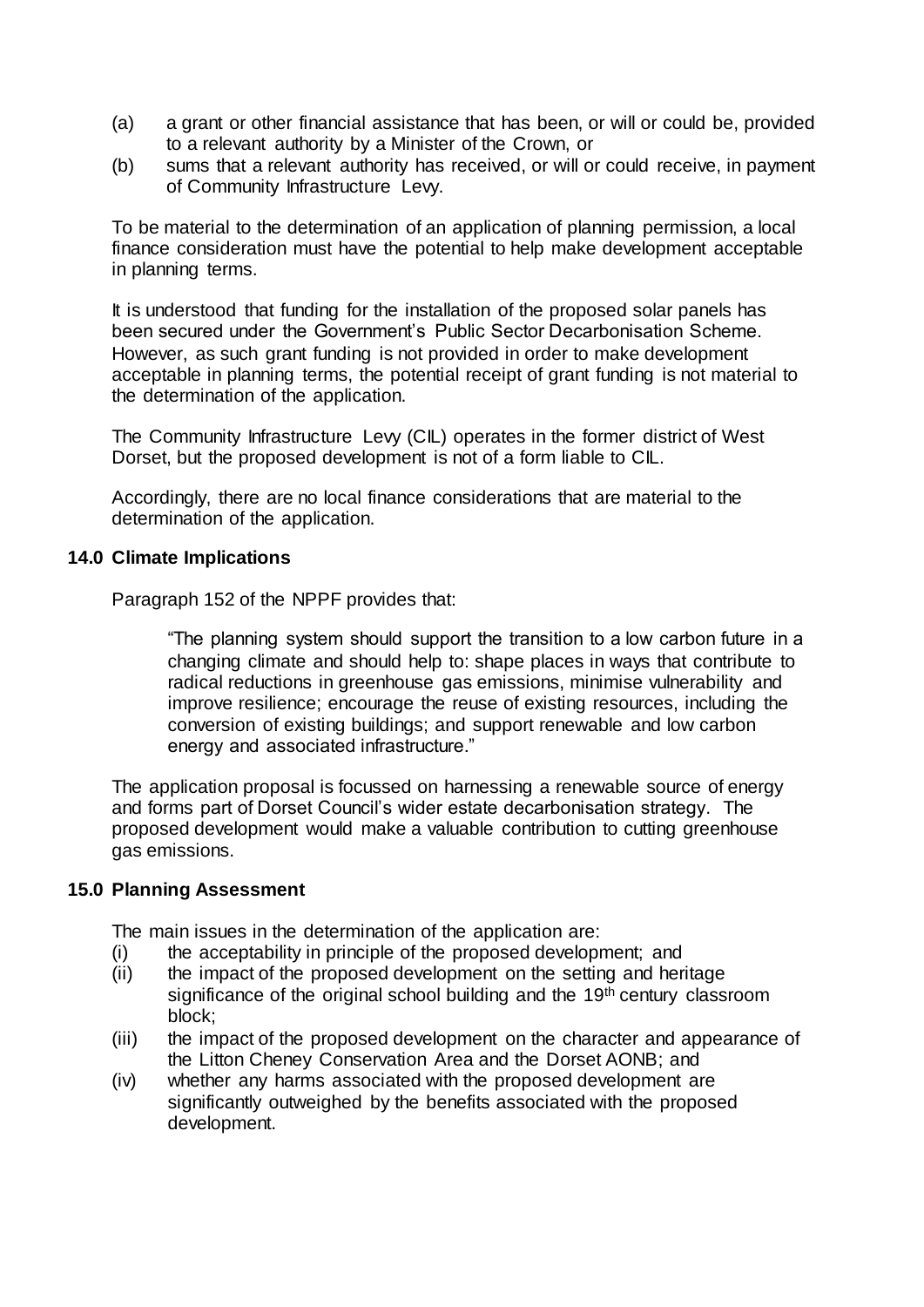(a) a grant or other financial assistance that has been, or will or could be, provided to a relevant authority by a Minister of the Crown, or

(b) sums that a relevant authority has received, or will or could receive, in payment of Community Infrastructure Levy.

To be material to the determination of an application of planning permission, a local finance consideration must have the potential to help make development acceptable in planning terms.

It is understood that funding for the installation of the proposed solar panels has been secured under the Government's Public Sector Decarbonisation Scheme. However, as such grant funding is not provided in order to make development acceptable in planning terms, the potential receipt of grant funding is not material to the determination of the application.

The Community Infrastructure Levy (CIL) operates in the former district of West Dorset, but the proposed development is not of a form liable to CIL.

Accordingly, there are no local finance considerations that are material to the determination of the application.

## 14.0 Climate Implications

Paragraph 152 of the NPPF provides that:

> "The planning system should support the transition to a low carbon future in a changing climate and should help to: shape places in ways that contribute to radical reductions in greenhouse gas emissions, minimise vulnerability and improve resilience; encourage the reuse of existing resources, including the conversion of existing buildings; and support renewable and low carbon energy and associated infrastructure."

The application proposal is focussed on harnessing a renewable source of energy and forms part of Dorset Council's wider estate decarbonisation strategy. The proposed development would make a valuable contribution to cutting greenhouse gas emissions.

## 15.0 Planning Assessment

The main issues in the determination of the application are:

(i) the acceptability in principle of the proposed development; and

(ii) the impact of the proposed development on the setting and heritage significance of the original school building and the 19th century classroom block;

(iii) the impact of the proposed development on the character and appearance of the Litton Cheney Conservation Area and the Dorset AONB; and

(iv) whether any harms associated with the proposed development are significantly outweighed by the benefits associated with the proposed development.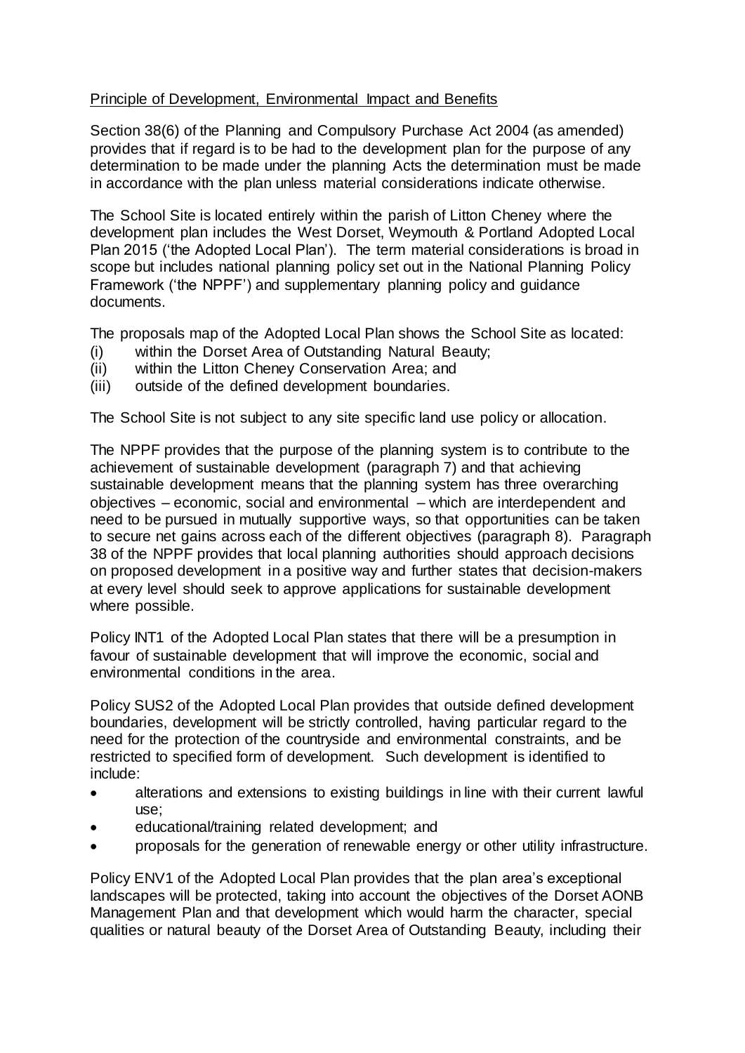Principle of Development, Environmental Impact and Benefits

Section 38(6) of the Planning and Compulsory Purchase Act 2004 (as amended) provides that if regard is to be had to the development plan for the purpose of any determination to be made under the planning Acts the determination must be made in accordance with the plan unless material considerations indicate otherwise.

The School Site is located entirely within the parish of Litton Cheney where the development plan includes the West Dorset, Weymouth & Portland Adopted Local Plan 2015 ('the Adopted Local Plan'). The term material considerations is broad in scope but includes national planning policy set out in the National Planning Policy Framework ('the NPPF') and supplementary planning policy and guidance documents.

The proposals map of the Adopted Local Plan shows the School Site as located:

(i) within the Dorset Area of Outstanding Natural Beauty;
(ii) within the Litton Cheney Conservation Area; and
(iii) outside of the defined development boundaries.

The School Site is not subject to any site specific land use policy or allocation.

The NPPF provides that the purpose of the planning system is to contribute to the achievement of sustainable development (paragraph 7) and that achieving sustainable development means that the planning system has three overarching objectives – economic, social and environmental – which are interdependent and need to be pursued in mutually supportive ways, so that opportunities can be taken to secure net gains across each of the different objectives (paragraph 8). Paragraph 38 of the NPPF provides that local planning authorities should approach decisions on proposed development in a positive way and further states that decision-makers at every level should seek to approve applications for sustainable development where possible.

Policy INT1 of the Adopted Local Plan states that there will be a presumption in favour of sustainable development that will improve the economic, social and environmental conditions in the area.

Policy SUS2 of the Adopted Local Plan provides that outside defined development boundaries, development will be strictly controlled, having particular regard to the need for the protection of the countryside and environmental constraints, and be restricted to specified form of development. Such development is identified to include:

- alterations and extensions to existing buildings in line with their current lawful use;
- educational/training related development; and
- proposals for the generation of renewable energy or other utility infrastructure.

Policy ENV1 of the Adopted Local Plan provides that the plan area's exceptional landscapes will be protected, taking into account the objectives of the Dorset AONB Management Plan and that development which would harm the character, special qualities or natural beauty of the Dorset Area of Outstanding Beauty, including their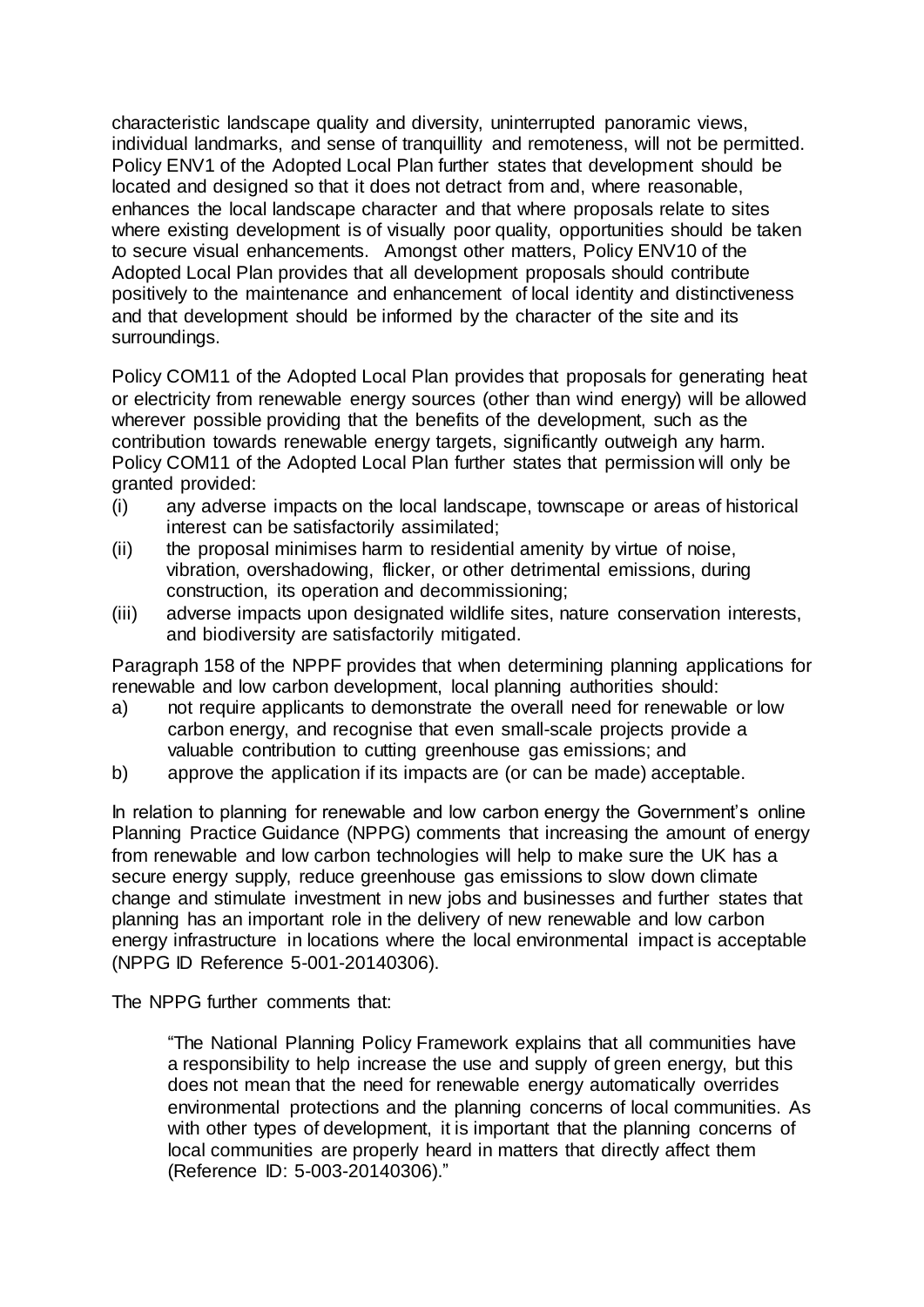characteristic landscape quality and diversity, uninterrupted panoramic views, individual landmarks, and sense of tranquillity and remoteness, will not be permitted. Policy ENV1 of the Adopted Local Plan further states that development should be located and designed so that it does not detract from and, where reasonable, enhances the local landscape character and that where proposals relate to sites where existing development is of visually poor quality, opportunities should be taken to secure visual enhancements. Amongst other matters, Policy ENV10 of the Adopted Local Plan provides that all development proposals should contribute positively to the maintenance and enhancement of local identity and distinctiveness and that development should be informed by the character of the site and its surroundings.

Policy COM11 of the Adopted Local Plan provides that proposals for generating heat or electricity from renewable energy sources (other than wind energy) will be allowed wherever possible providing that the benefits of the development, such as the contribution towards renewable energy targets, significantly outweigh any harm. Policy COM11 of the Adopted Local Plan further states that permission will only be granted provided:

(i) any adverse impacts on the local landscape, townscape or areas of historical interest can be satisfactorily assimilated;
(ii) the proposal minimises harm to residential amenity by virtue of noise, vibration, overshadowing, flicker, or other detrimental emissions, during construction, its operation and decommissioning;
(iii) adverse impacts upon designated wildlife sites, nature conservation interests, and biodiversity are satisfactorily mitigated.

Paragraph 158 of the NPPF provides that when determining planning applications for renewable and low carbon development, local planning authorities should:

a) not require applicants to demonstrate the overall need for renewable or low carbon energy, and recognise that even small-scale projects provide a valuable contribution to cutting greenhouse gas emissions; and
b) approve the application if its impacts are (or can be made) acceptable.

In relation to planning for renewable and low carbon energy the Government's online Planning Practice Guidance (NPPG) comments that increasing the amount of energy from renewable and low carbon technologies will help to make sure the UK has a secure energy supply, reduce greenhouse gas emissions to slow down climate change and stimulate investment in new jobs and businesses and further states that planning has an important role in the delivery of new renewable and low carbon energy infrastructure in locations where the local environmental impact is acceptable (NPPG ID Reference 5-001-20140306).

The NPPG further comments that:

> "The National Planning Policy Framework explains that all communities have a responsibility to help increase the use and supply of green energy, but this does not mean that the need for renewable energy automatically overrides environmental protections and the planning concerns of local communities. As with other types of development, it is important that the planning concerns of local communities are properly heard in matters that directly affect them (Reference ID: 5-003-20140306)."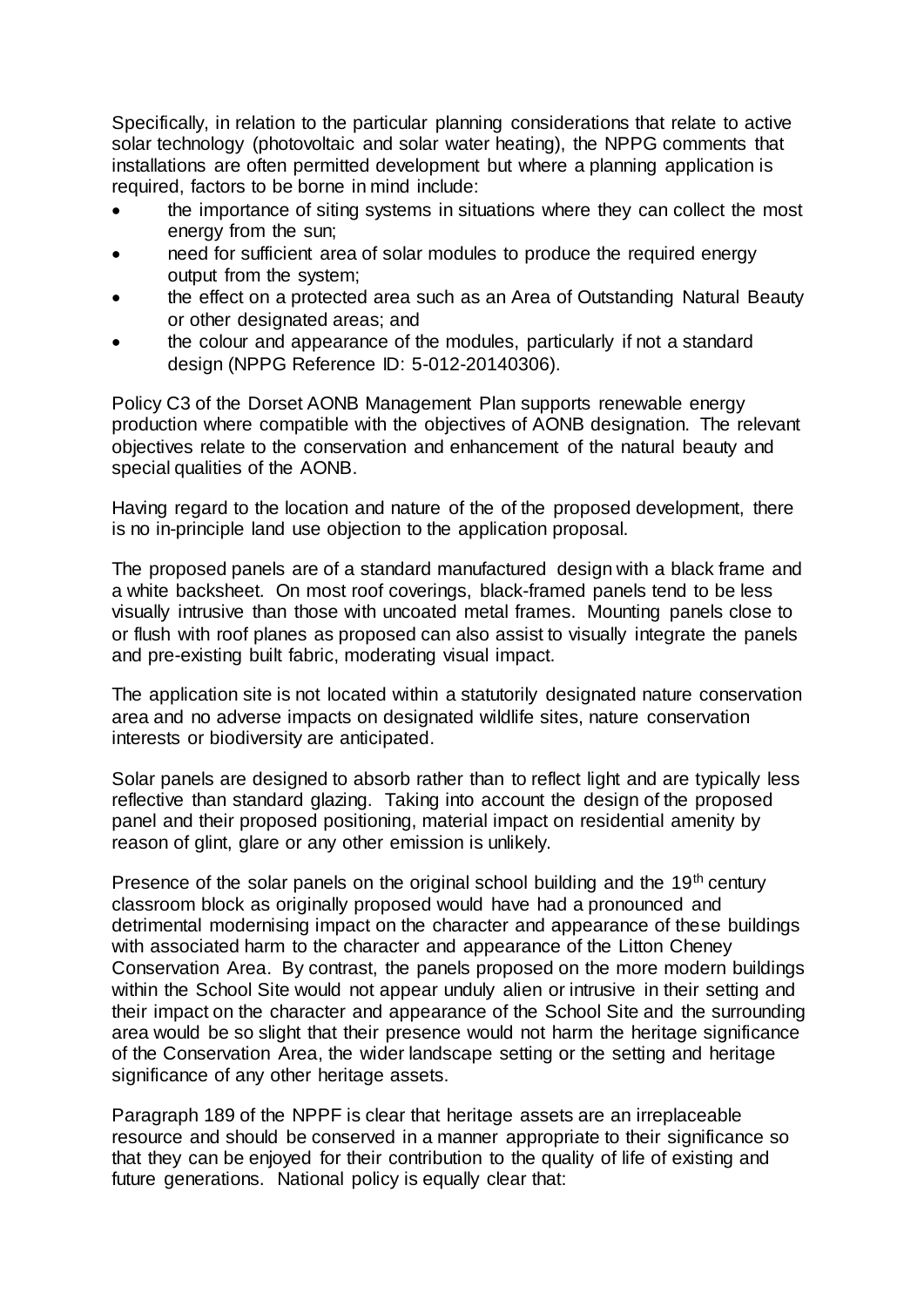Specifically, in relation to the particular planning considerations that relate to active solar technology (photovoltaic and solar water heating), the NPPG comments that installations are often permitted development but where a planning application is required, factors to be borne in mind include:

- the importance of siting systems in situations where they can collect the most energy from the sun;
- need for sufficient area of solar modules to produce the required energy output from the system;
- the effect on a protected area such as an Area of Outstanding Natural Beauty or other designated areas; and
- the colour and appearance of the modules, particularly if not a standard design (NPPG Reference ID: 5-012-20140306).

Policy C3 of the Dorset AONB Management Plan supports renewable energy production where compatible with the objectives of AONB designation. The relevant objectives relate to the conservation and enhancement of the natural beauty and special qualities of the AONB.

Having regard to the location and nature of the of the proposed development, there is no in-principle land use objection to the application proposal.

The proposed panels are of a standard manufactured design with a black frame and a white backsheet. On most roof coverings, black-framed panels tend to be less visually intrusive than those with uncoated metal frames. Mounting panels close to or flush with roof planes as proposed can also assist to visually integrate the panels and pre-existing built fabric, moderating visual impact.

The application site is not located within a statutorily designated nature conservation area and no adverse impacts on designated wildlife sites, nature conservation interests or biodiversity are anticipated.

Solar panels are designed to absorb rather than to reflect light and are typically less reflective than standard glazing. Taking into account the design of the proposed panel and their proposed positioning, material impact on residential amenity by reason of glint, glare or any other emission is unlikely.

Presence of the solar panels on the original school building and the 19th century classroom block as originally proposed would have had a pronounced and detrimental modernising impact on the character and appearance of these buildings with associated harm to the character and appearance of the Litton Cheney Conservation Area. By contrast, the panels proposed on the more modern buildings within the School Site would not appear unduly alien or intrusive in their setting and their impact on the character and appearance of the School Site and the surrounding area would be so slight that their presence would not harm the heritage significance of the Conservation Area, the wider landscape setting or the setting and heritage significance of any other heritage assets.

Paragraph 189 of the NPPF is clear that heritage assets are an irreplaceable resource and should be conserved in a manner appropriate to their significance so that they can be enjoyed for their contribution to the quality of life of existing and future generations. National policy is equally clear that: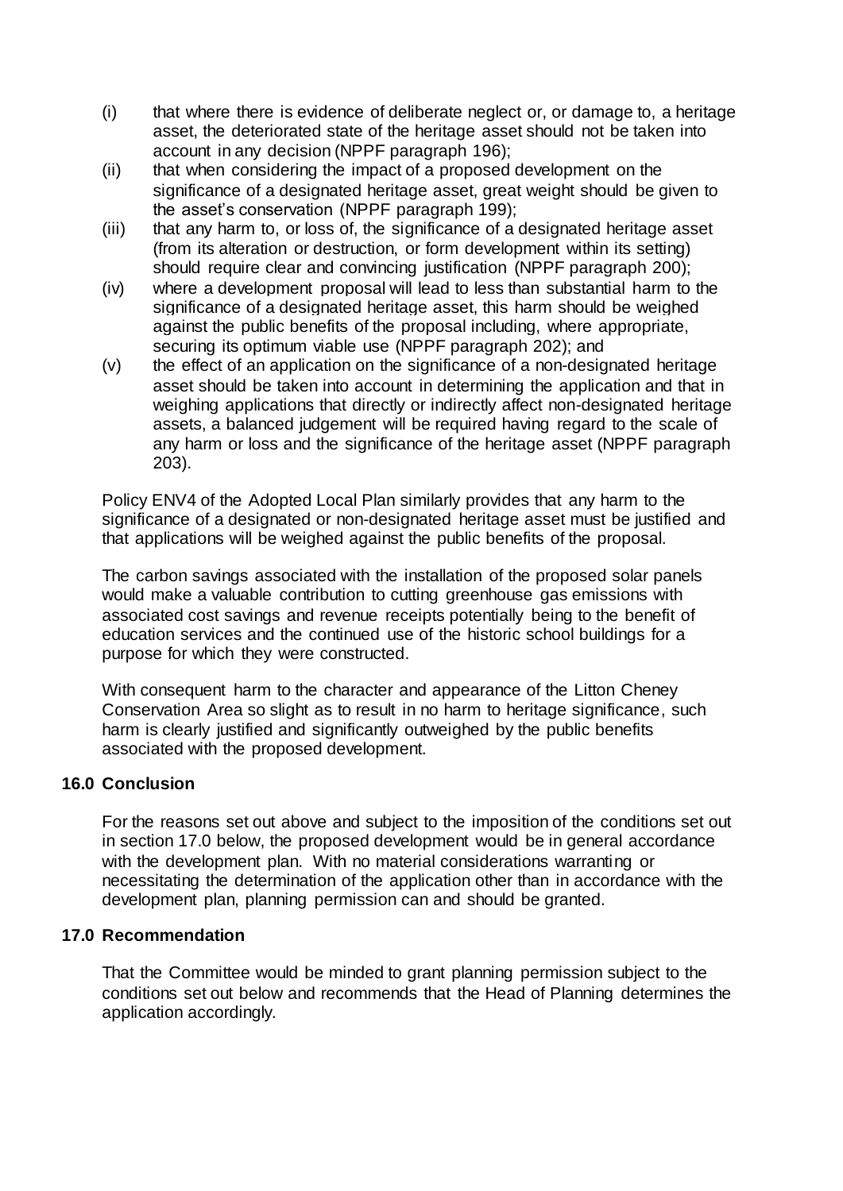(i) that where there is evidence of deliberate neglect or, or damage to, a heritage asset, the deteriorated state of the heritage asset should not be taken into account in any decision (NPPF paragraph 196);

(ii) that when considering the impact of a proposed development on the significance of a designated heritage asset, great weight should be given to the asset's conservation (NPPF paragraph 199);

(iii) that any harm to, or loss of, the significance of a designated heritage asset (from its alteration or destruction, or form development within its setting) should require clear and convincing justification (NPPF paragraph 200);

(iv) where a development proposal will lead to less than substantial harm to the significance of a designated heritage asset, this harm should be weighed against the public benefits of the proposal including, where appropriate, securing its optimum viable use (NPPF paragraph 202); and

(v) the effect of an application on the significance of a non-designated heritage asset should be taken into account in determining the application and that in weighing applications that directly or indirectly affect non-designated heritage assets, a balanced judgement will be required having regard to the scale of any harm or loss and the significance of the heritage asset (NPPF paragraph 203).

Policy ENV4 of the Adopted Local Plan similarly provides that any harm to the significance of a designated or non-designated heritage asset must be justified and that applications will be weighed against the public benefits of the proposal.

The carbon savings associated with the installation of the proposed solar panels would make a valuable contribution to cutting greenhouse gas emissions with associated cost savings and revenue receipts potentially being to the benefit of education services and the continued use of the historic school buildings for a purpose for which they were constructed.

With consequent harm to the character and appearance of the Litton Cheney Conservation Area so slight as to result in no harm to heritage significance, such harm is clearly justified and significantly outweighed by the public benefits associated with the proposed development.

## 16.0 Conclusion

For the reasons set out above and subject to the imposition of the conditions set out in section 17.0 below, the proposed development would be in general accordance with the development plan. With no material considerations warranting or necessitating the determination of the application other than in accordance with the development plan, planning permission can and should be granted.

## 17.0 Recommendation

That the Committee would be minded to grant planning permission subject to the conditions set out below and recommends that the Head of Planning determines the application accordingly.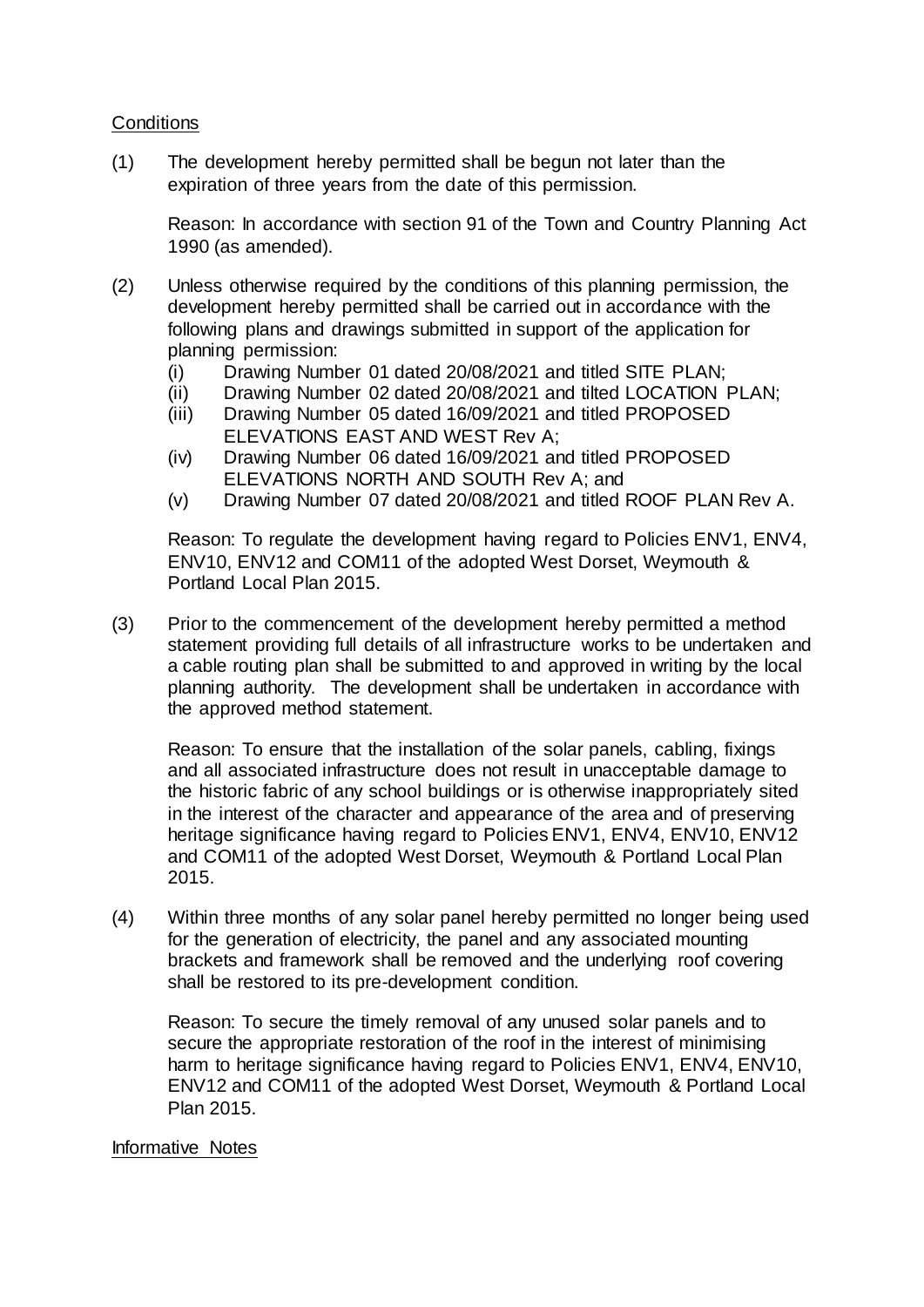<u>Conditions</u>

(1) The development hereby permitted shall be begun not later than the expiration of three years from the date of this permission.

Reason: In accordance with section 91 of the Town and Country Planning Act 1990 (as amended).

(2) Unless otherwise required by the conditions of this planning permission, the development hereby permitted shall be carried out in accordance with the following plans and drawings submitted in support of the application for planning permission:
   (i) Drawing Number 01 dated 20/08/2021 and titled SITE PLAN;
   (ii) Drawing Number 02 dated 20/08/2021 and tilted LOCATION PLAN;
   (iii) Drawing Number 05 dated 16/09/2021 and titled PROPOSED ELEVATIONS EAST AND WEST Rev A;
   (iv) Drawing Number 06 dated 16/09/2021 and titled PROPOSED ELEVATIONS NORTH AND SOUTH Rev A; and
   (v) Drawing Number 07 dated 20/08/2021 and titled ROOF PLAN Rev A.

Reason: To regulate the development having regard to Policies ENV1, ENV4, ENV10, ENV12 and COM11 of the adopted West Dorset, Weymouth & Portland Local Plan 2015.

(3) Prior to the commencement of the development hereby permitted a method statement providing full details of all infrastructure works to be undertaken and a cable routing plan shall be submitted to and approved in writing by the local planning authority. The development shall be undertaken in accordance with the approved method statement.

Reason: To ensure that the installation of the solar panels, cabling, fixings and all associated infrastructure does not result in unacceptable damage to the historic fabric of any school buildings or is otherwise inappropriately sited in the interest of the character and appearance of the area and of preserving heritage significance having regard to Policies ENV1, ENV4, ENV10, ENV12 and COM11 of the adopted West Dorset, Weymouth & Portland Local Plan 2015.

(4) Within three months of any solar panel hereby permitted no longer being used for the generation of electricity, the panel and any associated mounting brackets and framework shall be removed and the underlying roof covering shall be restored to its pre-development condition.

Reason: To secure the timely removal of any unused solar panels and to secure the appropriate restoration of the roof in the interest of minimising harm to heritage significance having regard to Policies ENV1, ENV4, ENV10, ENV12 and COM11 of the adopted West Dorset, Weymouth & Portland Local Plan 2015.

<u>Informative Notes</u>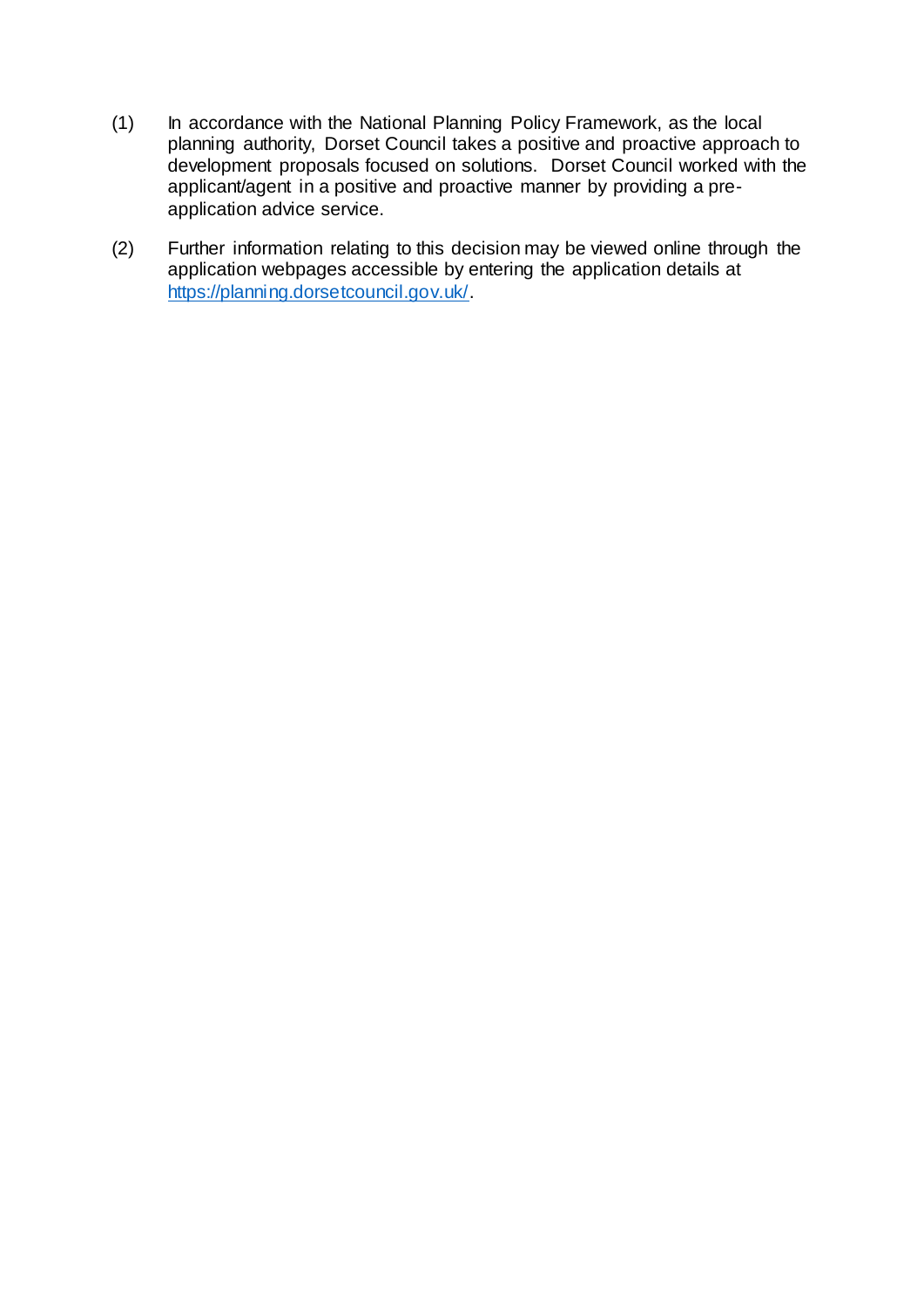(1) In accordance with the National Planning Policy Framework, as the local planning authority, Dorset Council takes a positive and proactive approach to development proposals focused on solutions. Dorset Council worked with the applicant/agent in a positive and proactive manner by providing a pre-application advice service.

(2) Further information relating to this decision may be viewed online through the application webpages accessible by entering the application details at https://planning.dorsetcouncil.gov.uk/.